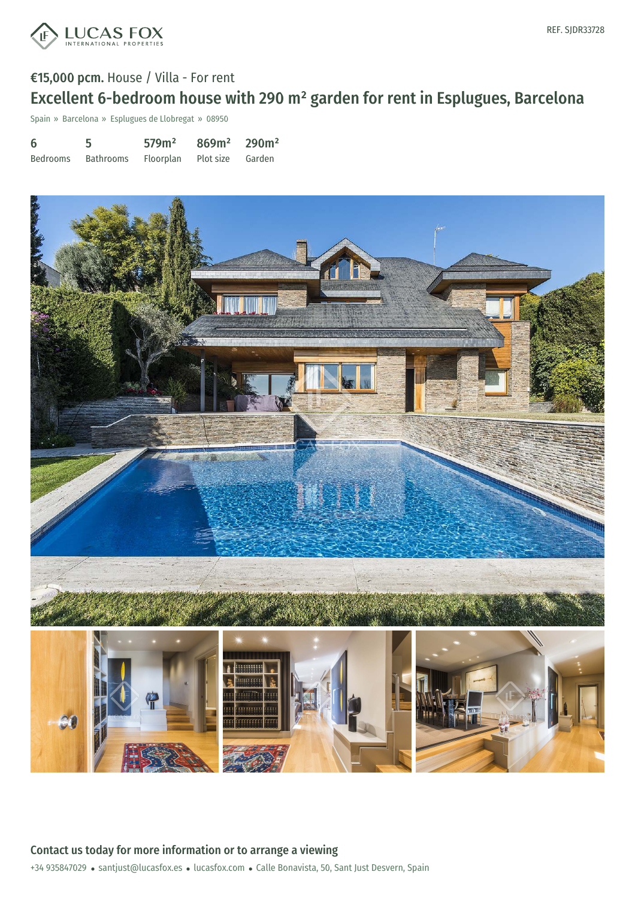LUCAS FOX
INTERNATIONAL PROPERTIES

REF. SJDR33728

**€15,000 pcm.** House / Villa - For rent

# Excellent 6-bedroom house with 290 m² garden for rent in Esplugues, Barcelona

Spain » Barcelona » Esplugues de Llobregat » 08950

| 6 | 5 | 579m² | 869m² | 290m² |
|---|---|---|---|---|
| Bedrooms | Bathrooms | Floorplan | Plot size | Garden |

## Contact us today for more information or to arrange a viewing

+34 935847029 • santjust@lucasfox.es • lucasfox.com • Calle Bonavista, 50, Sant Just Desvern, Spain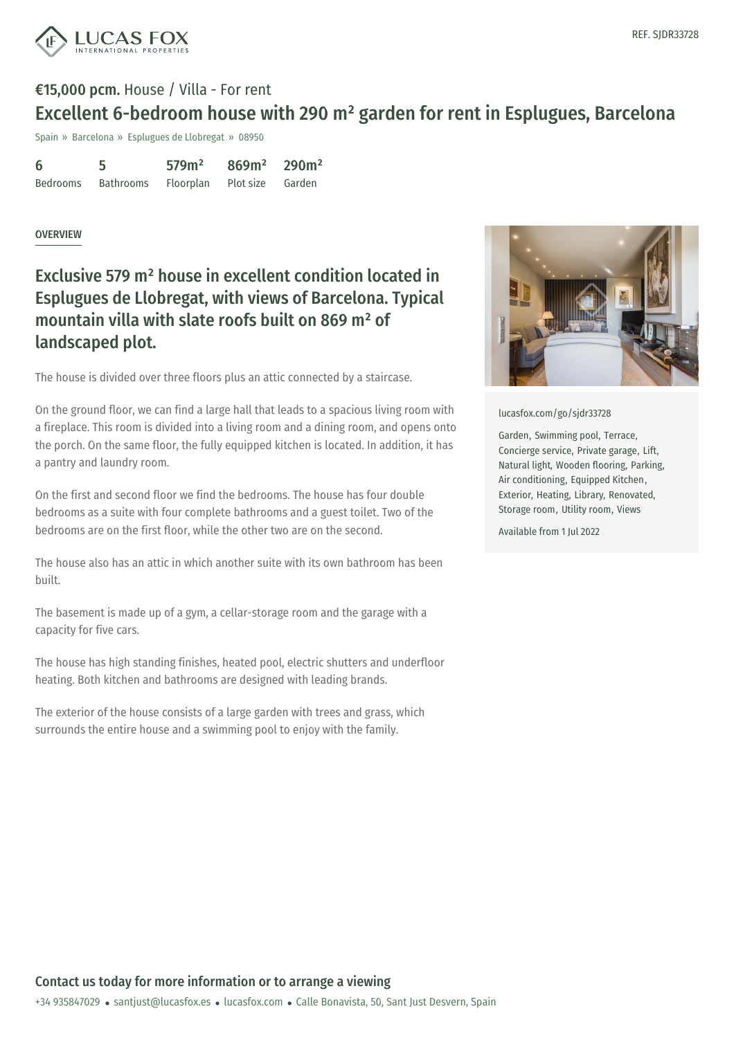REF. SJDR33728

**€15,000 pcm.** House / Villa - For rent

# Excellent 6-bedroom house with 290 m² garden for rent in Esplugues, Barcelona

Spain » Barcelona » Esplugues de Llobregat » 08950

| 6 | 5 | 579m² | 869m² | 290m² |
|---|---|---|---|---|
| Bedrooms | Bathrooms | Floorplan | Plot size | Garden |

OVERVIEW

## Exclusive 579 m² house in excellent condition located in Esplugues de Llobregat, with views of Barcelona. Typical mountain villa with slate roofs built on 869 m² of landscaped plot.

The house is divided over three floors plus an attic connected by a staircase.

On the ground floor, we can find a large hall that leads to a spacious living room with a fireplace. This room is divided into a living room and a dining room, and opens onto the porch. On the same floor, the fully equipped kitchen is located. In addition, it has a pantry and laundry room.

On the first and second floor we find the bedrooms. The house has four double bedrooms as a suite with four complete bathrooms and a guest toilet. Two of the bedrooms are on the first floor, while the other two are on the second.

The house also has an attic in which another suite with its own bathroom has been built.

The basement is made up of a gym, a cellar-storage room and the garage with a capacity for five cars.

The house has high standing finishes, heated pool, electric shutters and underfloor heating. Both kitchen and bathrooms are designed with leading brands.

The exterior of the house consists of a large garden with trees and grass, which surrounds the entire house and a swimming pool to enjoy with the family.

lucasfox.com/go/sjdr33728

Garden, Swimming pool, Terrace, Concierge service, Private garage, Lift, Natural light, Wooden flooring, Parking, Air conditioning, Equipped Kitchen, Exterior, Heating, Library, Renovated, Storage room, Utility room, Views

Available from 1 Jul 2022

**Contact us today for more information or to arrange a viewing**

+34 935847029 • santjust@lucasfox.es • lucasfox.com • Calle Bonavista, 50, Sant Just Desvern, Spain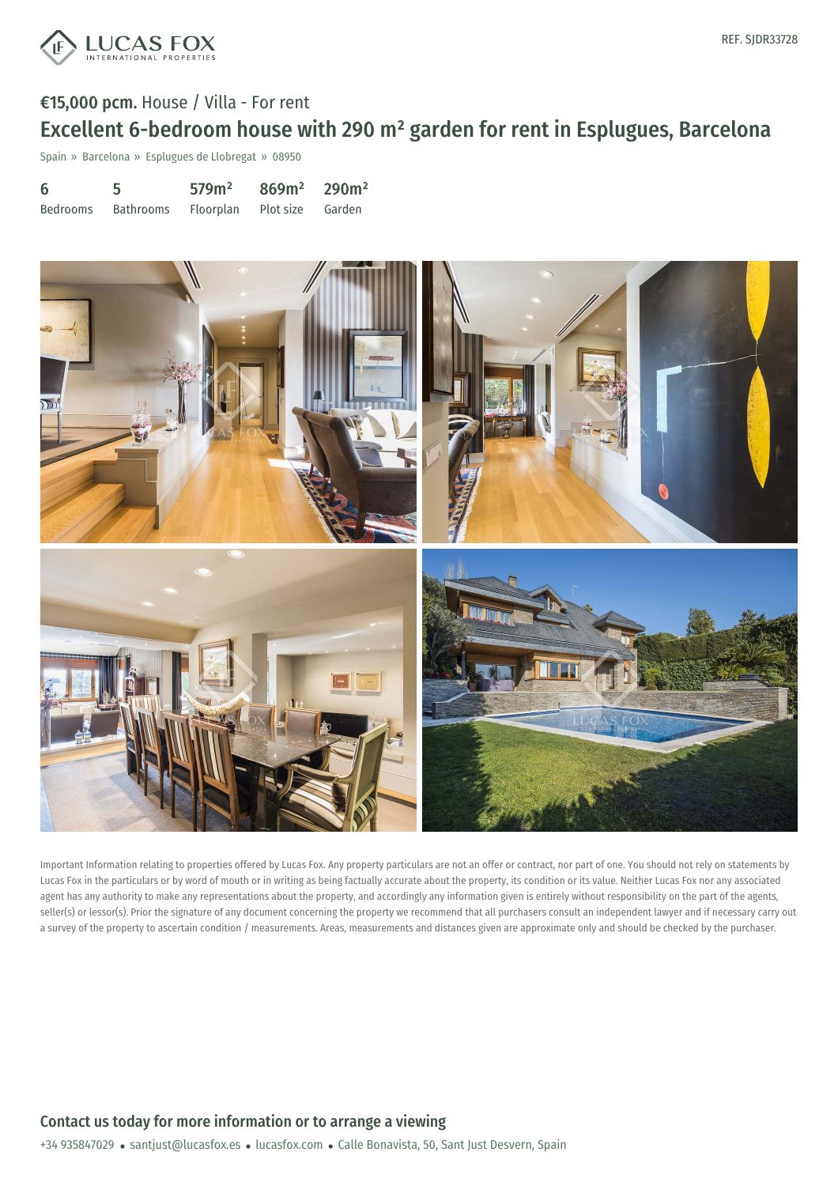# €15,000 pcm. House / Villa - For rent

## Excellent 6-bedroom house with 290 m² garden for rent in Esplugues, Barcelona

Spain » Barcelona » Esplugues de Llobregat » 08950

| 6 | 5 | 579m² | 869m² | 290m² |
|---|---|---|---|---|
| Bedrooms | Bathrooms | Floorplan | Plot size | Garden |

Important Information relating to properties offered by Lucas Fox. Any property particulars are not an offer or contract, nor part of one. You should not rely on statements by Lucas Fox in the particulars or by word of mouth or in writing as being factually accurate about the property, its condition or its value. Neither Lucas Fox nor any associated agent has any authority to make any representations about the property, and accordingly any information given is entirely without responsibility on the part of the agents, seller(s) or lessor(s). Prior the signature of any document concerning the property we recommend that all purchasers consult an independent lawyer and if necessary carry out a survey of the property to ascertain condition / measurements. Areas, measurements and distances given are approximate only and should be checked by the purchaser.

## Contact us today for more information or to arrange a viewing

+34 935847029 • santjust@lucasfox.es • lucasfox.com • Calle Bonavista, 50, Sant Just Desvern, Spain